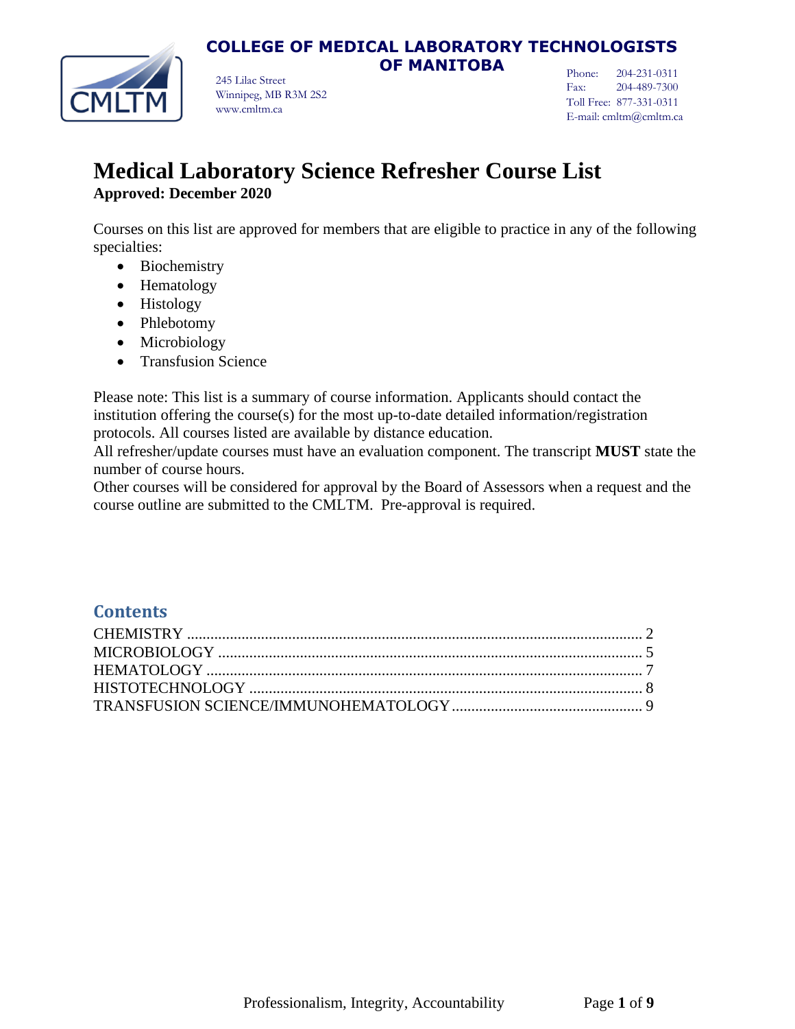**COLLEGE OF MEDICAL LABORATORY TECHNOLOGISTS OF MANITOBA**

245 Lilac Street
Winnipeg, MB R3M 2S2
www.cmltm.ca

Phone: 204-231-0311
Fax: 204-489-7300
Toll Free: 877-331-0311
E-mail: cmltm@cmltm.ca

# Medical Laboratory Science Refresher Course List

**Approved: December 2020**

Courses on this list are approved for members that are eligible to practice in any of the following specialties:

- Biochemistry
- Hematology
- Histology
- Phlebotomy
- Microbiology
- Transfusion Science

Please note: This list is a summary of course information. Applicants should contact the institution offering the course(s) for the most up-to-date detailed information/registration protocols. All courses listed are available by distance education.

All refresher/update courses must have an evaluation component. The transcript **MUST** state the number of course hours.

Other courses will be considered for approval by the Board of Assessors when a request and the course outline are submitted to the CMLTM. Pre-approval is required.

## Contents

CHEMISTRY .................................................................................................... 2
MICROBIOLOGY ............................................................................................ 5
HEMATOLOGY ............................................................................................... 7
HISTOTECHNOLOGY .................................................................................... 8
TRANSFUSION SCIENCE/IMMUNOHEMATOLOGY ................................................ 9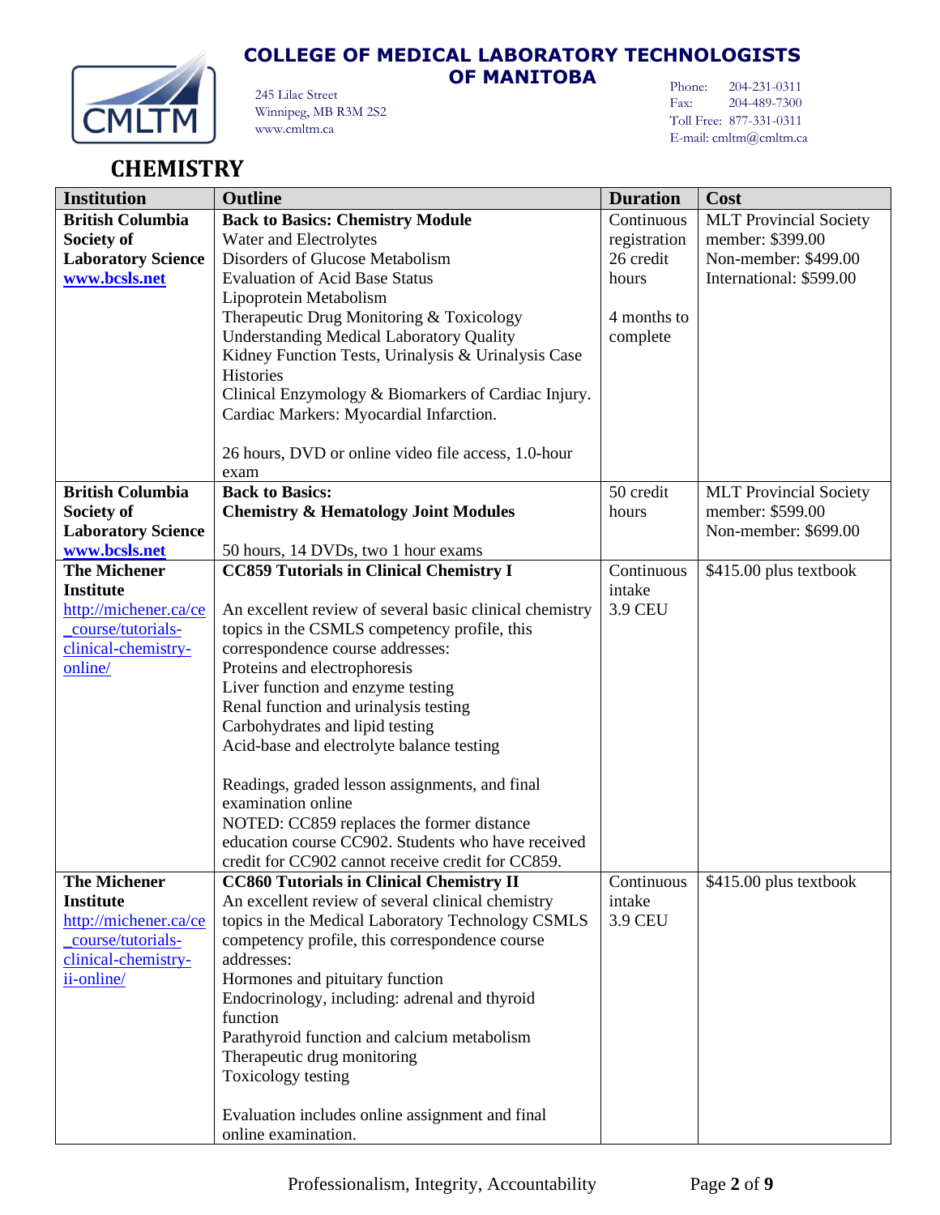# COLLEGE OF MEDICAL LABORATORY TECHNOLOGISTS OF MANITOBA

245 Lilac Street
Winnipeg, MB R3M 2S2
www.cmltm.ca

Phone: 204-231-0311
Fax: 204-489-7300
Toll Free: 877-331-0311
E-mail: cmltm@cmltm.ca

## CHEMISTRY

| Institution | Outline | Duration | Cost |
|---|---|---|---|
| **British Columbia Society of Laboratory Science** [www.bcsls.net](http://www.bcsls.net) | **Back to Basics: Chemistry Module**<br>Water and Electrolytes<br>Disorders of Glucose Metabolism<br>Evaluation of Acid Base Status<br>Lipoprotein Metabolism<br>Therapeutic Drug Monitoring & Toxicology<br>Understanding Medical Laboratory Quality<br>Kidney Function Tests, Urinalysis & Urinalysis Case Histories<br>Clinical Enzymology & Biomarkers of Cardiac Injury.<br>Cardiac Markers: Myocardial Infarction.<br><br>26 hours, DVD or online video file access, 1.0-hour exam | Continuous registration 26 credit hours<br><br>4 months to complete | MLT Provincial Society member: $399.00<br>Non-member: $499.00<br>International: $599.00 |
| **British Columbia Society of Laboratory Science** [www.bcsls.net](http://www.bcsls.net) | **Back to Basics:**<br>**Chemistry & Hematology Joint Modules**<br><br>50 hours, 14 DVDs, two 1 hour exams | 50 credit hours | MLT Provincial Society member: $599.00<br>Non-member: $699.00 |
| **The Michener Institute** http://michener.ca/ce_course/tutorials-clinical-chemistry-online/ | **CC859 Tutorials in Clinical Chemistry I**<br><br>An excellent review of several basic clinical chemistry topics in the CSMLS competency profile, this correspondence course addresses:<br>Proteins and electrophoresis<br>Liver function and enzyme testing<br>Renal function and urinalysis testing<br>Carbohydrates and lipid testing<br>Acid-base and electrolyte balance testing<br><br>Readings, graded lesson assignments, and final examination online<br>NOTED: CC859 replaces the former distance education course CC902. Students who have received credit for CC902 cannot receive credit for CC859. | Continuous intake 3.9 CEU | $415.00 plus textbook |
| **The Michener Institute** http://michener.ca/ce_course/tutorials-clinical-chemistry-ii-online/ | **CC860 Tutorials in Clinical Chemistry II**<br>An excellent review of several clinical chemistry topics in the Medical Laboratory Technology CSMLS competency profile, this correspondence course addresses:<br>Hormones and pituitary function<br>Endocrinology, including: adrenal and thyroid function<br>Parathyroid function and calcium metabolism<br>Therapeutic drug monitoring<br>Toxicology testing<br><br>Evaluation includes online assignment and final online examination. | Continuous intake 3.9 CEU | $415.00 plus textbook |

Professionalism, Integrity, Accountability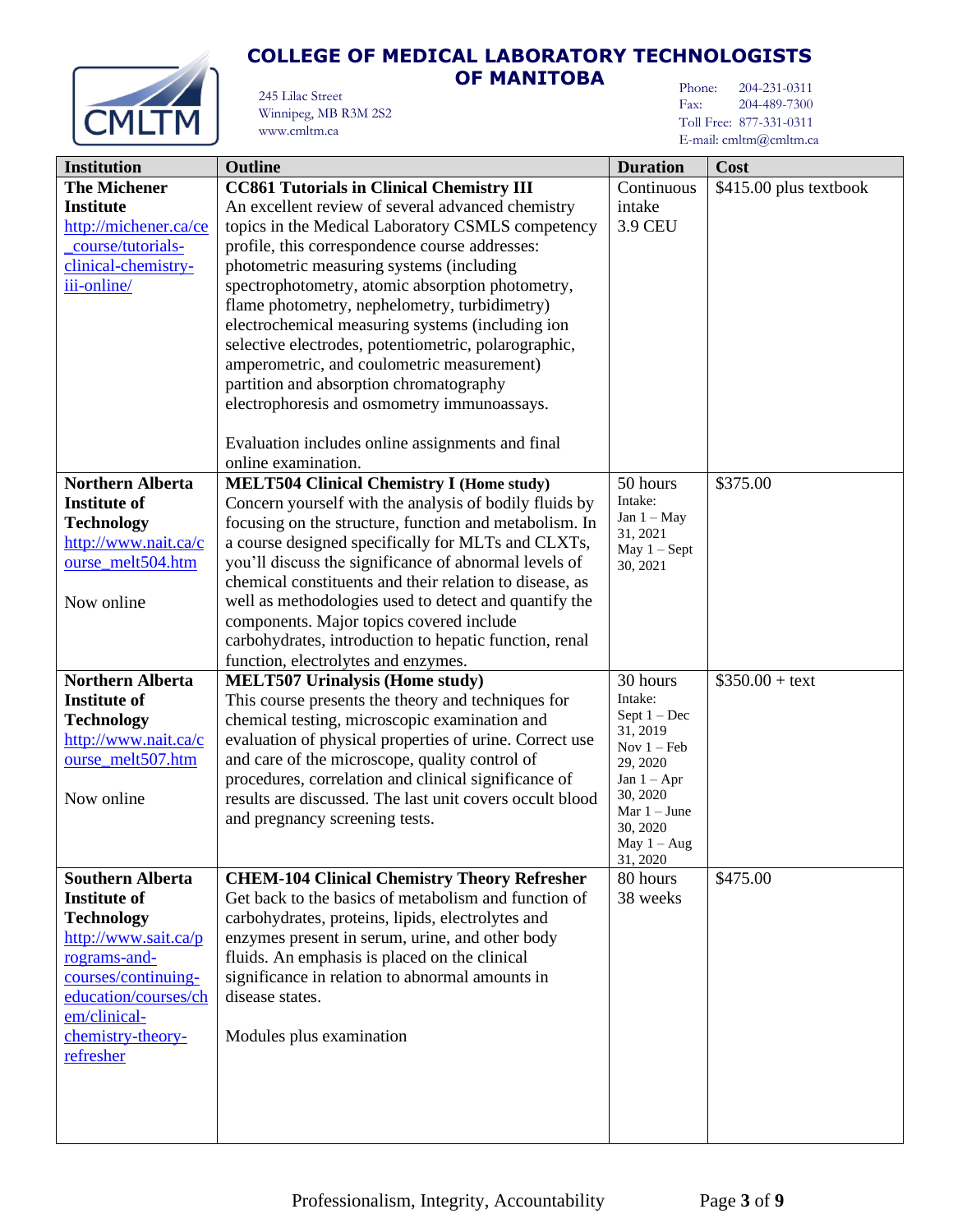# COLLEGE OF MEDICAL LABORATORY TECHNOLOGISTS OF MANITOBA

245 Lilac Street
Winnipeg, MB R3M 2S2
www.cmltm.ca

Phone: 204-231-0311
Fax: 204-489-7300
Toll Free: 877-331-0311
E-mail: cmltm@cmltm.ca

| Institution | Outline | Duration | Cost |
|---|---|---|---|
| **The Michener Institute** http://michener.ca/ce_course/tutorials-clinical-chemistry-iii-online/ | **CC861 Tutorials in Clinical Chemistry III** An excellent review of several advanced chemistry topics in the Medical Laboratory CSMLS competency profile, this correspondence course addresses: photometric measuring systems (including spectrophotometry, atomic absorption photometry, flame photometry, nephelometry, turbidimetry) electrochemical measuring systems (including ion selective electrodes, potentiometric, polarographic, amperometric, and coulometric measurement) partition and absorption chromatography electrophoresis and osmometry immunoassays.<br><br>Evaluation includes online assignments and final online examination. | Continuous intake 3.9 CEU | $415.00 plus textbook |
| **Northern Alberta Institute of Technology** http://www.nait.ca/course_melt504.htm<br><br>Now online | **MELT504 Clinical Chemistry I (Home study)** Concern yourself with the analysis of bodily fluids by focusing on the structure, function and metabolism. In a course designed specifically for MLTs and CLXTs, you'll discuss the significance of abnormal levels of chemical constituents and their relation to disease, as well as methodologies used to detect and quantify the components. Major topics covered include carbohydrates, introduction to hepatic function, renal function, electrolytes and enzymes. | 50 hours Intake: Jan 1 – May 31, 2021 May 1 – Sept 30, 2021 | $375.00 |
| **Northern Alberta Institute of Technology** http://www.nait.ca/course_melt507.htm<br><br>Now online | **MELT507 Urinalysis (Home study)** This course presents the theory and techniques for chemical testing, microscopic examination and evaluation of physical properties of urine. Correct use and care of the microscope, quality control of procedures, correlation and clinical significance of results are discussed. The last unit covers occult blood and pregnancy screening tests. | 30 hours Intake: Sept 1 – Dec 31, 2019 Nov 1 – Feb 29, 2020 Jan 1 – Apr 30, 2020 Mar 1 – June 30, 2020 May 1 – Aug 31, 2020 | $350.00 + text |
| **Southern Alberta Institute of Technology** http://www.sait.ca/programs-and-courses/continuing-education/courses/chem/clinical-chemistry-theory-refresher | **CHEM-104 Clinical Chemistry Theory Refresher** Get back to the basics of metabolism and function of carbohydrates, proteins, lipids, electrolytes and enzymes present in serum, urine, and other body fluids. An emphasis is placed on the clinical significance in relation to abnormal amounts in disease states.<br><br>Modules plus examination | 80 hours 38 weeks | $475.00 |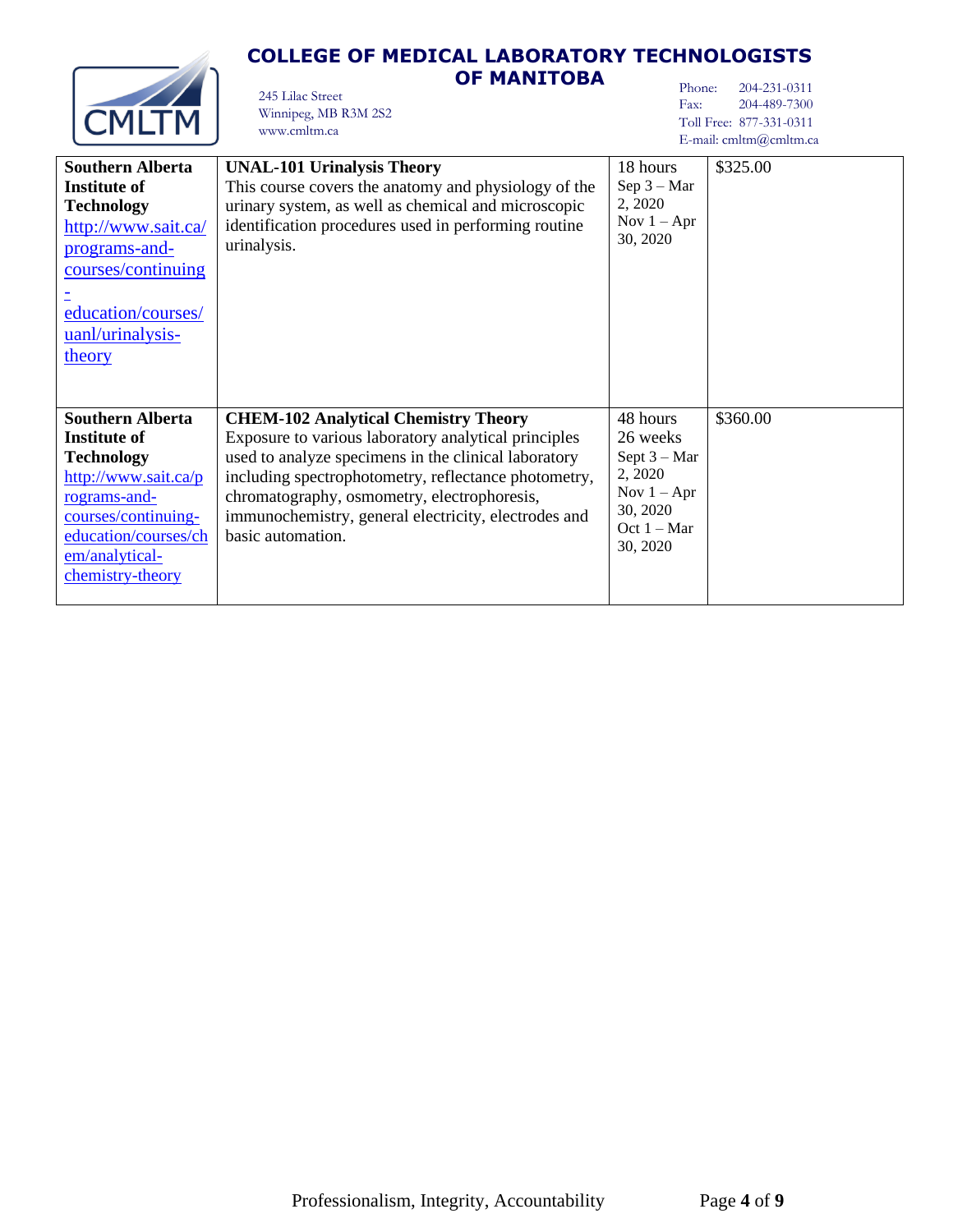| | | | |
|---|---|---|---|
| **Southern Alberta Institute of Technology** http://www.sait.ca/programs-and-courses/continuing-education/courses/uanl/urinalysis-theory | **UNAL-101 Urinalysis Theory** This course covers the anatomy and physiology of the urinary system, as well as chemical and microscopic identification procedures used in performing routine urinalysis. | 18 hours Sep 3 – Mar 2, 2020 Nov 1 – Apr 30, 2020 | $325.00 |
| **Southern Alberta Institute of Technology** http://www.sait.ca/programs-and-courses/continuing-education/courses/chem/analytical-chemistry-theory | **CHEM-102 Analytical Chemistry Theory** Exposure to various laboratory analytical principles used to analyze specimens in the clinical laboratory including spectrophotometry, reflectance photometry, chromatography, osmometry, electrophoresis, immunochemistry, general electricity, electrodes and basic automation. | 48 hours 26 weeks Sept 3 – Mar 2, 2020 Nov 1 – Apr 30, 2020 Oct 1 – Mar 30, 2020 | $360.00 |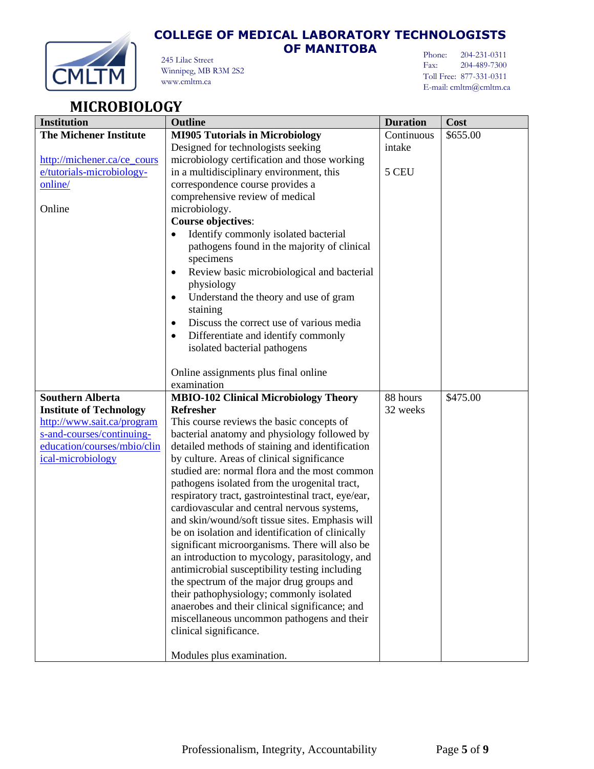# COLLEGE OF MEDICAL LABORATORY TECHNOLOGISTS OF MANITOBA

245 Lilac Street
Winnipeg, MB R3M 2S2
www.cmltm.ca

Phone: 204-231-0311
Fax: 204-489-7300
Toll Free: 877-331-0311
E-mail: cmltm@cmltm.ca

## MICROBIOLOGY

| Institution | Outline | Duration | Cost |
|---|---|---|---|
| **The Michener Institute**<br><br>http://michener.ca/ce_course/tutorials-microbiology-online/<br><br>Online | **MI905 Tutorials in Microbiology**<br>Designed for technologists seeking microbiology certification and those working in a multidisciplinary environment, this correspondence course provides a comprehensive review of medical microbiology.<br>**Course objectives**:<br>• Identify commonly isolated bacterial pathogens found in the majority of clinical specimens<br>• Review basic microbiological and bacterial physiology<br>• Understand the theory and use of gram staining<br>• Discuss the correct use of various media<br>• Differentiate and identify commonly isolated bacterial pathogens<br><br>Online assignments plus final online examination | Continuous intake<br><br>5 CEU | $655.00 |
| **Southern Alberta Institute of Technology**<br>http://www.sait.ca/programs-and-courses/continuing-education/courses/mbio/clinical-microbiology | **MBIO-102 Clinical Microbiology Theory Refresher**<br>This course reviews the basic concepts of bacterial anatomy and physiology followed by detailed methods of staining and identification by culture. Areas of clinical significance studied are: normal flora and the most common pathogens isolated from the urogenital tract, respiratory tract, gastrointestinal tract, eye/ear, cardiovascular and central nervous systems, and skin/wound/soft tissue sites. Emphasis will be on isolation and identification of clinically significant microorganisms. There will also be an introduction to mycology, parasitology, and antimicrobial susceptibility testing including the spectrum of the major drug groups and their pathophysiology; commonly isolated anaerobes and their clinical significance; and miscellaneous uncommon pathogens and their clinical significance.<br><br>Modules plus examination. | 88 hours<br>32 weeks | $475.00 |

Professionalism, Integrity, Accountability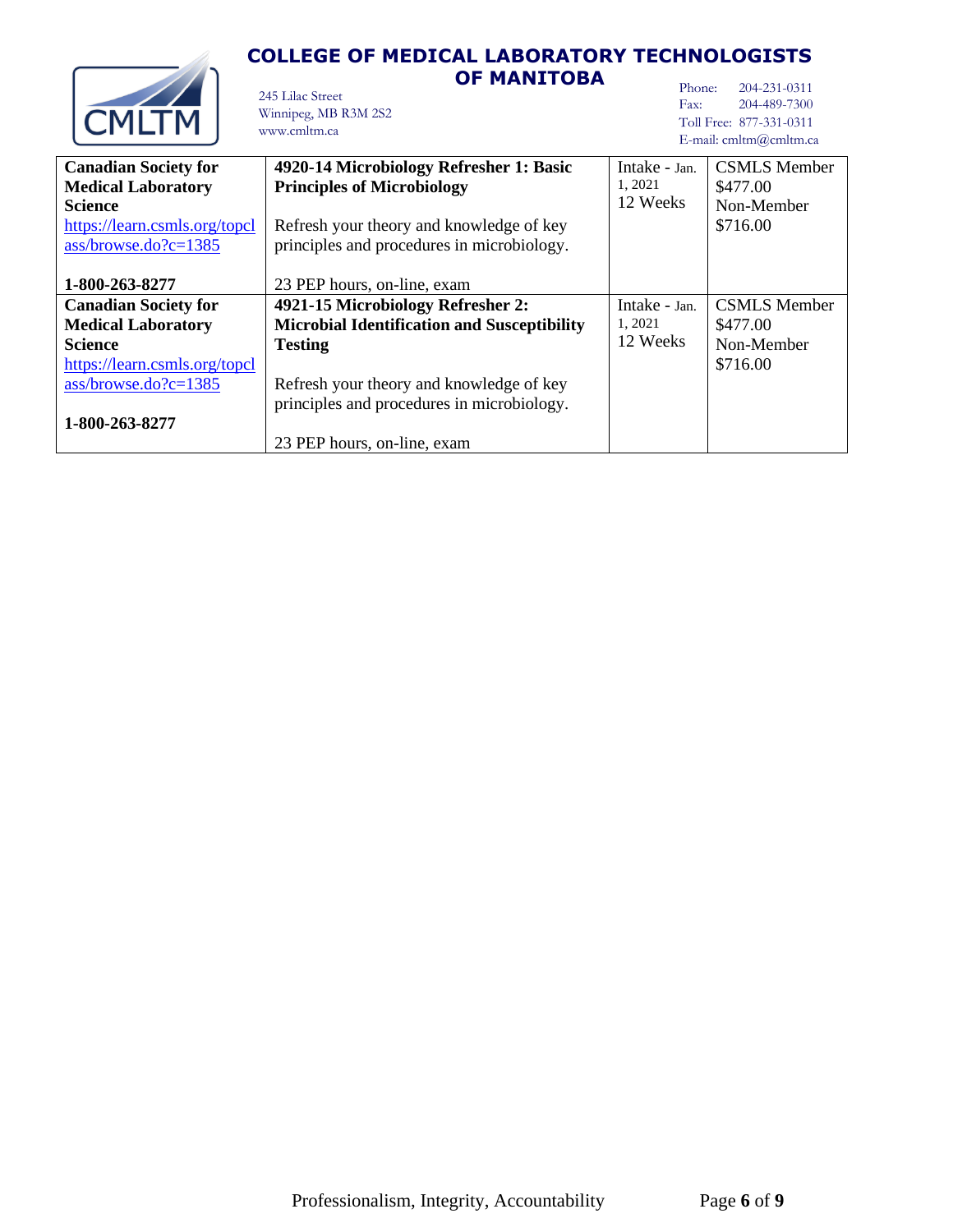| Canadian Society for Medical Laboratory Science | 4920-14 Microbiology Refresher 1: Basic Principles of Microbiology | Intake - Jan. 1, 2021 | CSMLS Member |
|---|---|---|---|
| **Canadian Society for Medical Laboratory Science**<br>https://learn.csmls.org/topclass/browse.do?c=1385<br><br>**1-800-263-8277** | **4920-14 Microbiology Refresher 1: Basic Principles of Microbiology**<br><br>Refresh your theory and knowledge of key principles and procedures in microbiology.<br><br>23 PEP hours, on-line, exam | Intake - Jan. 1, 2021<br>12 Weeks | CSMLS Member<br>$477.00<br>Non-Member<br>$716.00 |
| **Canadian Society for Medical Laboratory Science**<br>https://learn.csmls.org/topclass/browse.do?c=1385<br><br>**1-800-263-8277** | **4921-15 Microbiology Refresher 2: Microbial Identification and Susceptibility Testing**<br><br>Refresh your theory and knowledge of key principles and procedures in microbiology.<br><br>23 PEP hours, on-line, exam | Intake - Jan. 1, 2021<br>12 Weeks | CSMLS Member<br>$477.00<br>Non-Member<br>$716.00 |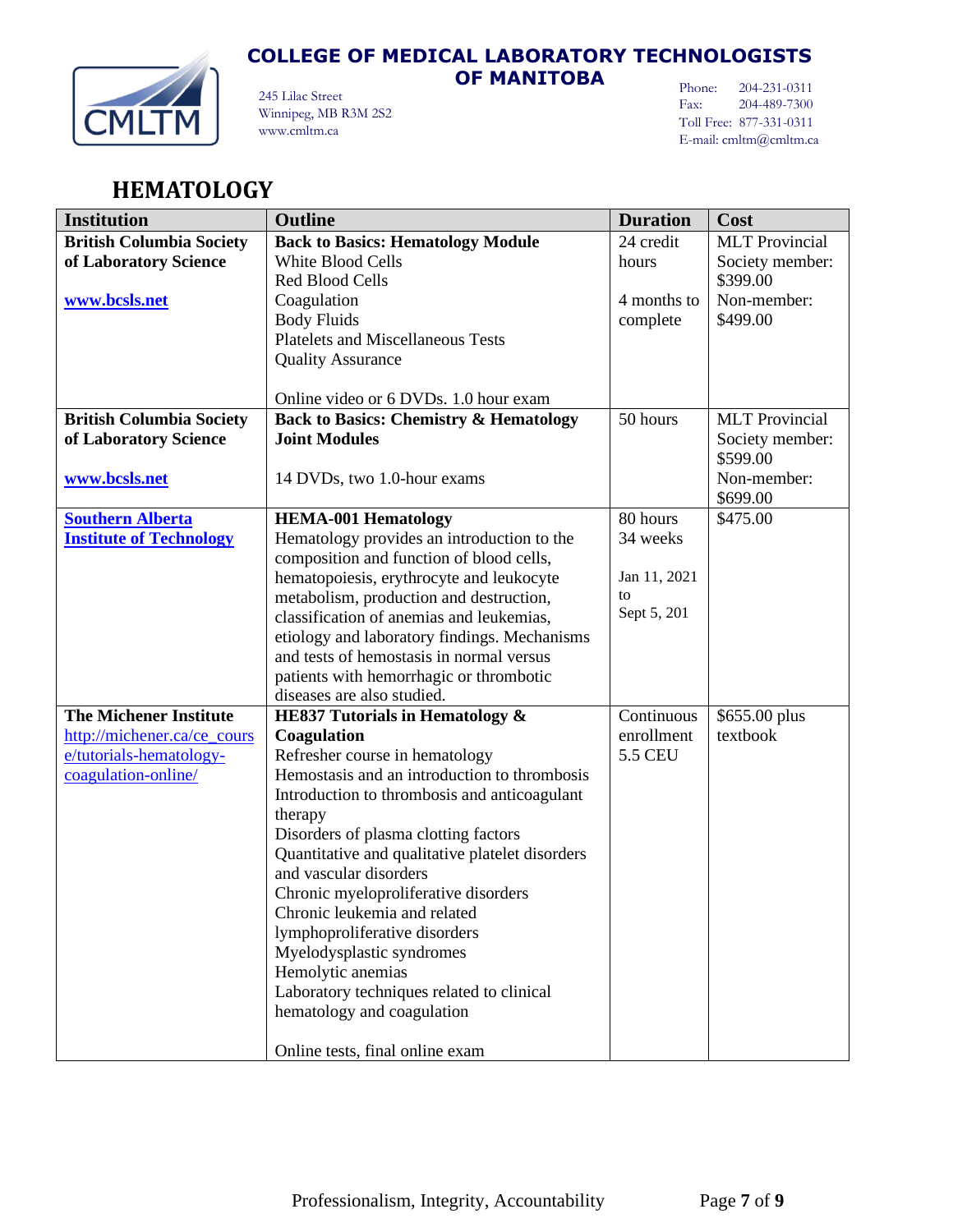# COLLEGE OF MEDICAL LABORATORY TECHNOLOGISTS OF MANITOBA

245 Lilac Street
Winnipeg, MB R3M 2S2
www.cmltm.ca

Phone: 204-231-0311
Fax: 204-489-7300
Toll Free: 877-331-0311
E-mail: cmltm@cmltm.ca

## HEMATOLOGY

| Institution | Outline | Duration | Cost |
|---|---|---|---|
| **British Columbia Society of Laboratory Science**<br><br>**www.bcsls.net** | **Back to Basics: Hematology Module**<br>White Blood Cells<br>Red Blood Cells<br>Coagulation<br>Body Fluids<br>Platelets and Miscellaneous Tests<br>Quality Assurance<br><br>Online video or 6 DVDs. 1.0 hour exam | 24 credit hours<br><br>4 months to complete | MLT Provincial Society member: $399.00<br>Non-member: $499.00 |
| **British Columbia Society of Laboratory Science**<br><br>**www.bcsls.net** | **Back to Basics: Chemistry & Hematology Joint Modules**<br><br>14 DVDs, two 1.0-hour exams | 50 hours | MLT Provincial Society member: $599.00<br>Non-member: $699.00 |
| **Southern Alberta Institute of Technology** | **HEMA-001 Hematology**<br>Hematology provides an introduction to the composition and function of blood cells, hematopoiesis, erythrocyte and leukocyte metabolism, production and destruction, classification of anemias and leukemias, etiology and laboratory findings. Mechanisms and tests of hemostasis in normal versus patients with hemorrhagic or thrombotic diseases are also studied. | 80 hours<br>34 weeks<br><br>Jan 11, 2021 to Sept 5, 201 | $475.00 |
| **The Michener Institute**<br>http://michener.ca/ce_course/tutorials-hematology-coagulation-online/ | **HE837 Tutorials in Hematology & Coagulation**<br>Refresher course in hematology<br>Hemostasis and an introduction to thrombosis<br>Introduction to thrombosis and anticoagulant therapy<br>Disorders of plasma clotting factors<br>Quantitative and qualitative platelet disorders and vascular disorders<br>Chronic myeloproliferative disorders<br>Chronic leukemia and related lymphoproliferative disorders<br>Myelodysplastic syndromes<br>Hemolytic anemias<br>Laboratory techniques related to clinical hematology and coagulation<br><br>Online tests, final online exam | Continuous enrollment<br>5.5 CEU | $655.00 plus textbook |

Professionalism, Integrity, Accountability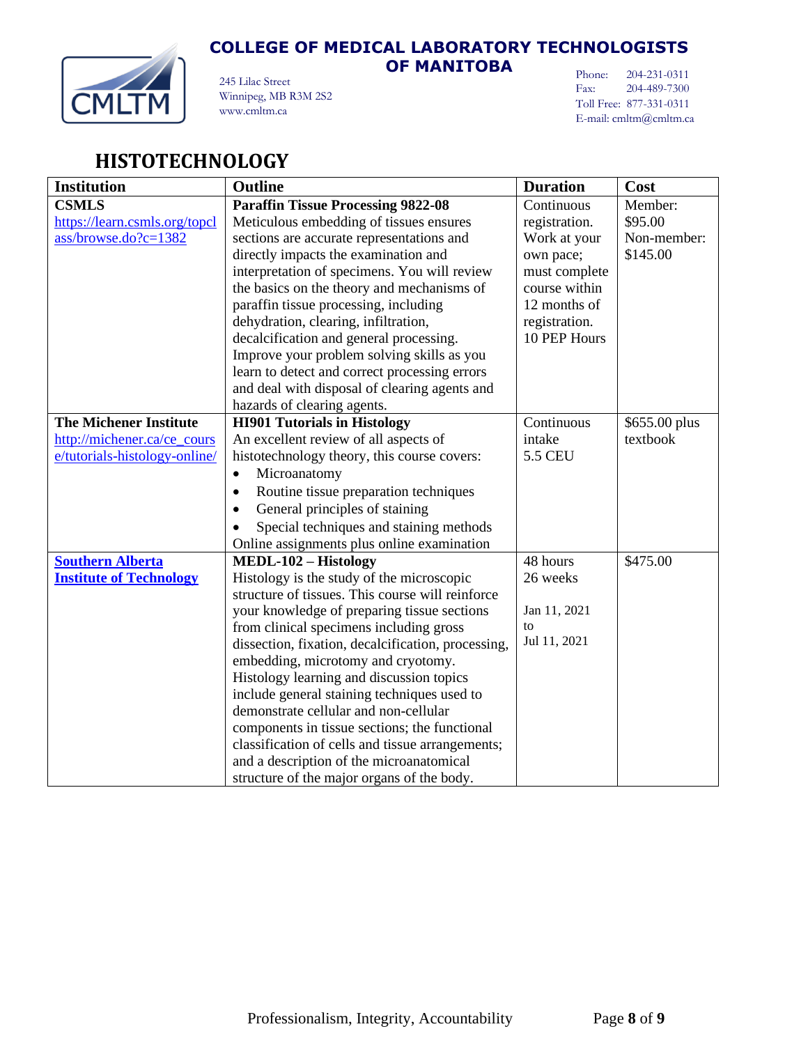# COLLEGE OF MEDICAL LABORATORY TECHNOLOGISTS OF MANITOBA

245 Lilac Street
Winnipeg, MB R3M 2S2
www.cmltm.ca

Phone: 204-231-0311
Fax: 204-489-7300
Toll Free: 877-331-0311
E-mail: cmltm@cmltm.ca

## HISTOTECHNOLOGY

| Institution | Outline | Duration | Cost |
|---|---|---|---|
| **CSMLS** https://learn.csmls.org/topclass/browse.do?c=1382 | **Paraffin Tissue Processing 9822-08** Meticulous embedding of tissues ensures sections are accurate representations and directly impacts the examination and interpretation of specimens. You will review the basics on the theory and mechanisms of paraffin tissue processing, including dehydration, clearing, infiltration, decalcification and general processing. Improve your problem solving skills as you learn to detect and correct processing errors and deal with disposal of clearing agents and hazards of clearing agents. | Continuous registration. Work at your own pace; must complete course within 12 months of registration. 10 PEP Hours | Member: $95.00 Non-member: $145.00 |
| **The Michener Institute** http://michener.ca/ce_course/tutorials-histology-online/ | **HI901 Tutorials in Histology** An excellent review of all aspects of histotechnology theory, this course covers: <br>• Microanatomy <br>• Routine tissue preparation techniques <br>• General principles of staining <br>• Special techniques and staining methods <br>Online assignments plus online examination | Continuous intake 5.5 CEU | $655.00 plus textbook |
| **Southern Alberta Institute of Technology** | **MEDL-102 – Histology** Histology is the study of the microscopic structure of tissues. This course will reinforce your knowledge of preparing tissue sections from clinical specimens including gross dissection, fixation, decalcification, processing, embedding, microtomy and cryotomy. Histology learning and discussion topics include general staining techniques used to demonstrate cellular and non-cellular components in tissue sections; the functional classification of cells and tissue arrangements; and a description of the microanatomical structure of the major organs of the body. | 48 hours 26 weeks <br><br>Jan 11, 2021 to Jul 11, 2021 | $475.00 |

Professionalism, Integrity, Accountability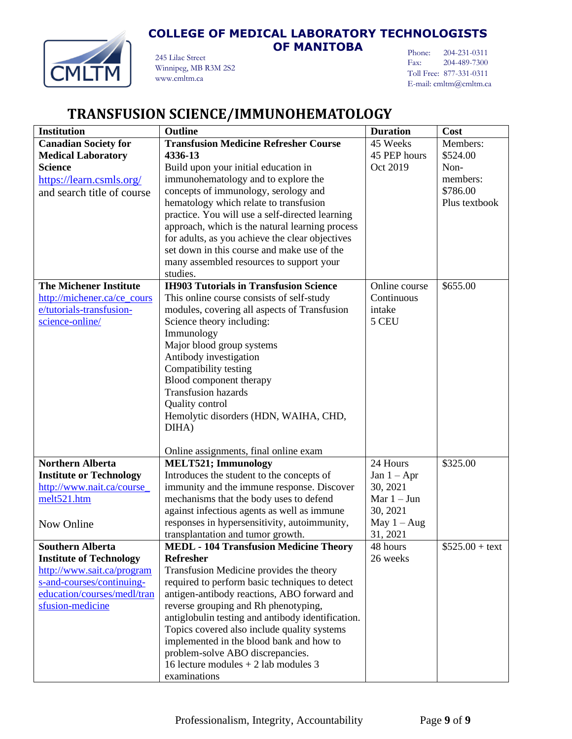**COLLEGE OF MEDICAL LABORATORY TECHNOLOGISTS OF MANITOBA**

245 Lilac Street
Winnipeg, MB R3M 2S2
www.cmltm.ca

Phone: 204-231-0311
Fax: 204-489-7300
Toll Free: 877-331-0311
E-mail: cmltm@cmltm.ca

# TRANSFUSION SCIENCE/IMMUNOHEMATOLOGY

| Institution | Outline | Duration | Cost |
|---|---|---|---|
| **Canadian Society for Medical Laboratory Science** https://learn.csmls.org/ and search title of course | **Transfusion Medicine Refresher Course 4336-13** Build upon your initial education in immunohematology and to explore the concepts of immunology, serology and hematology which relate to transfusion practice. You will use a self-directed learning approach, which is the natural learning process for adults, as you achieve the clear objectives set down in this course and make use of the many assembled resources to support your studies. | 45 Weeks 45 PEP hours Oct 2019 | Members: $524.00 Non-members: $786.00 Plus textbook |
| **The Michener Institute** http://michener.ca/ce_course/tutorials-transfusion-science-online/ | **IH903 Tutorials in Transfusion Science** This online course consists of self-study modules, covering all aspects of Transfusion Science theory including: Immunology Major blood group systems Antibody investigation Compatibility testing Blood component therapy Transfusion hazards Quality control Hemolytic disorders (HDN, WAIHA, CHD, DIHA) Online assignments, final online exam | Online course Continuous intake 5 CEU | $655.00 |
| **Northern Alberta Institute or Technology** http://www.nait.ca/course_melt521.htm Now Online | **MELT521; Immunology** Introduces the student to the concepts of immunity and the immune response. Discover mechanisms that the body uses to defend against infectious agents as well as immune responses in hypersensitivity, autoimmunity, transplantation and tumor growth. | 24 Hours Jan 1 – Apr 30, 2021 Mar 1 – Jun 30, 2021 May 1 – Aug 31, 2021 | $325.00 |
| **Southern Alberta Institute of Technology** http://www.sait.ca/programs-and-courses/continuing-education/courses/medl/transfusion-medicine | **MEDL - 104 Transfusion Medicine Theory Refresher** Transfusion Medicine provides the theory required to perform basic techniques to detect antigen-antibody reactions, ABO forward and reverse grouping and Rh phenotyping, antiglobulin testing and antibody identification. Topics covered also include quality systems implemented in the blood bank and how to problem-solve ABO discrepancies. 16 lecture modules + 2 lab modules 3 examinations | 48 hours 26 weeks | $525.00 + text |

Professionalism, Integrity, Accountability